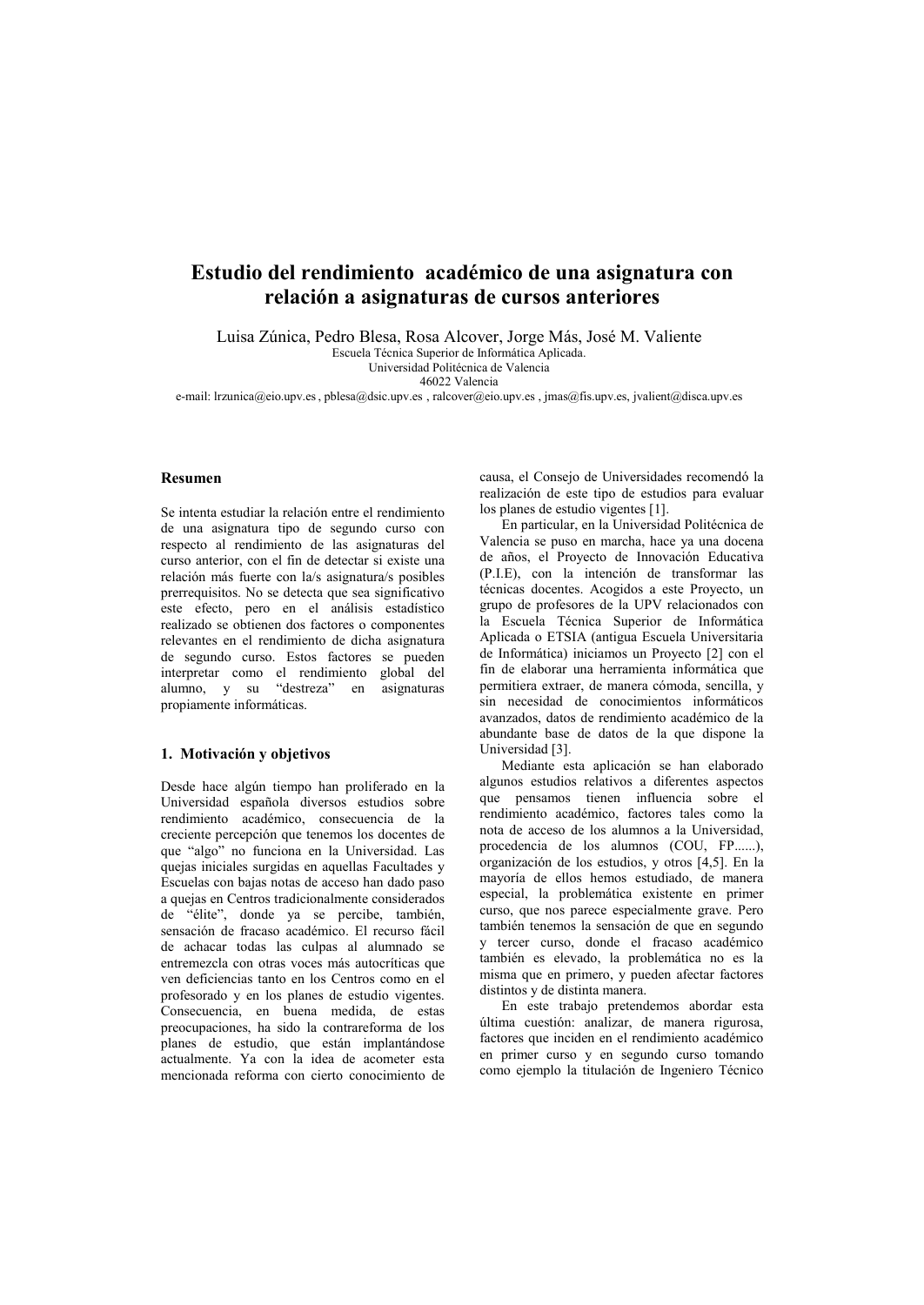# Estudio del rendimiento académico de una asignatura con relación a asignaturas de cursos anteriores

Luisa Zúnica, Pedro Blesa, Rosa Alcover, Jorge Más, José M. Valiente

Escuela Técnica Superior de Informática Aplicada.
Universidad Politécnica de Valencia
46022 Valencia

e-mail: lrzunica@eio.upv.es , pblesa@dsic.upv.es , ralcover@eio.upv.es , jmas@fis.upv.es, jvalient@disca.upv.es

## Resumen

Se intenta estudiar la relación entre el rendimiento de una asignatura tipo de segundo curso con respecto al rendimiento de las asignaturas del curso anterior, con el fin de detectar si existe una relación más fuerte con la/s asignatura/s posibles prerrequisitos. No se detecta que sea significativo este efecto, pero en el análisis estadístico realizado se obtienen dos factores o componentes relevantes en el rendimiento de dicha asignatura de segundo curso. Estos factores se pueden interpretar como el rendimiento global del alumno, y su "destreza" en asignaturas propiamente informáticas.

## 1. Motivación y objetivos

Desde hace algún tiempo han proliferado en la Universidad española diversos estudios sobre rendimiento académico, consecuencia de la creciente percepción que tenemos los docentes de que "algo" no funciona en la Universidad. Las quejas iniciales surgidas en aquellas Facultades y Escuelas con bajas notas de acceso han dado paso a quejas en Centros tradicionalmente considerados de "élite", donde ya se percibe, también, sensación de fracaso académico. El recurso fácil de achacar todas las culpas al alumnado se entremezcla con otras voces más autocríticas que ven deficiencias tanto en los Centros como en el profesorado y en los planes de estudio vigentes. Consecuencia, en buena medida, de estas preocupaciones, ha sido la contrareforma de los planes de estudio, que están implantándose actualmente. Ya con la idea de acometer esta mencionada reforma con cierto conocimiento de causa, el Consejo de Universidades recomendó la realización de este tipo de estudios para evaluar los planes de estudio vigentes [1].

En particular, en la Universidad Politécnica de Valencia se puso en marcha, hace ya una docena de años, el Proyecto de Innovación Educativa (P.I.E), con la intención de transformar las técnicas docentes. Acogidos a este Proyecto, un grupo de profesores de la UPV relacionados con la Escuela Técnica Superior de Informática Aplicada o ETSIA (antigua Escuela Universitaria de Informática) iniciamos un Proyecto [2] con el fin de elaborar una herramienta informática que permitiera extraer, de manera cómoda, sencilla, y sin necesidad de conocimientos informáticos avanzados, datos de rendimiento académico de la abundante base de datos de la que dispone la Universidad [3].

Mediante esta aplicación se han elaborado algunos estudios relativos a diferentes aspectos que pensamos tienen influencia sobre el rendimiento académico, factores tales como la nota de acceso de los alumnos a la Universidad, procedencia de los alumnos (COU, FP......), organización de los estudios, y otros [4,5]. En la mayoría de ellos hemos estudiado, de manera especial, la problemática existente en primer curso, que nos parece especialmente grave. Pero también tenemos la sensación de que en segundo y tercer curso, donde el fracaso académico también es elevado, la problemática no es la misma que en primero, y pueden afectar factores distintos y de distinta manera.

En este trabajo pretendemos abordar esta última cuestión: analizar, de manera rigurosa, factores que inciden en el rendimiento académico en primer curso y en segundo curso tomando como ejemplo la titulación de Ingeniero Técnico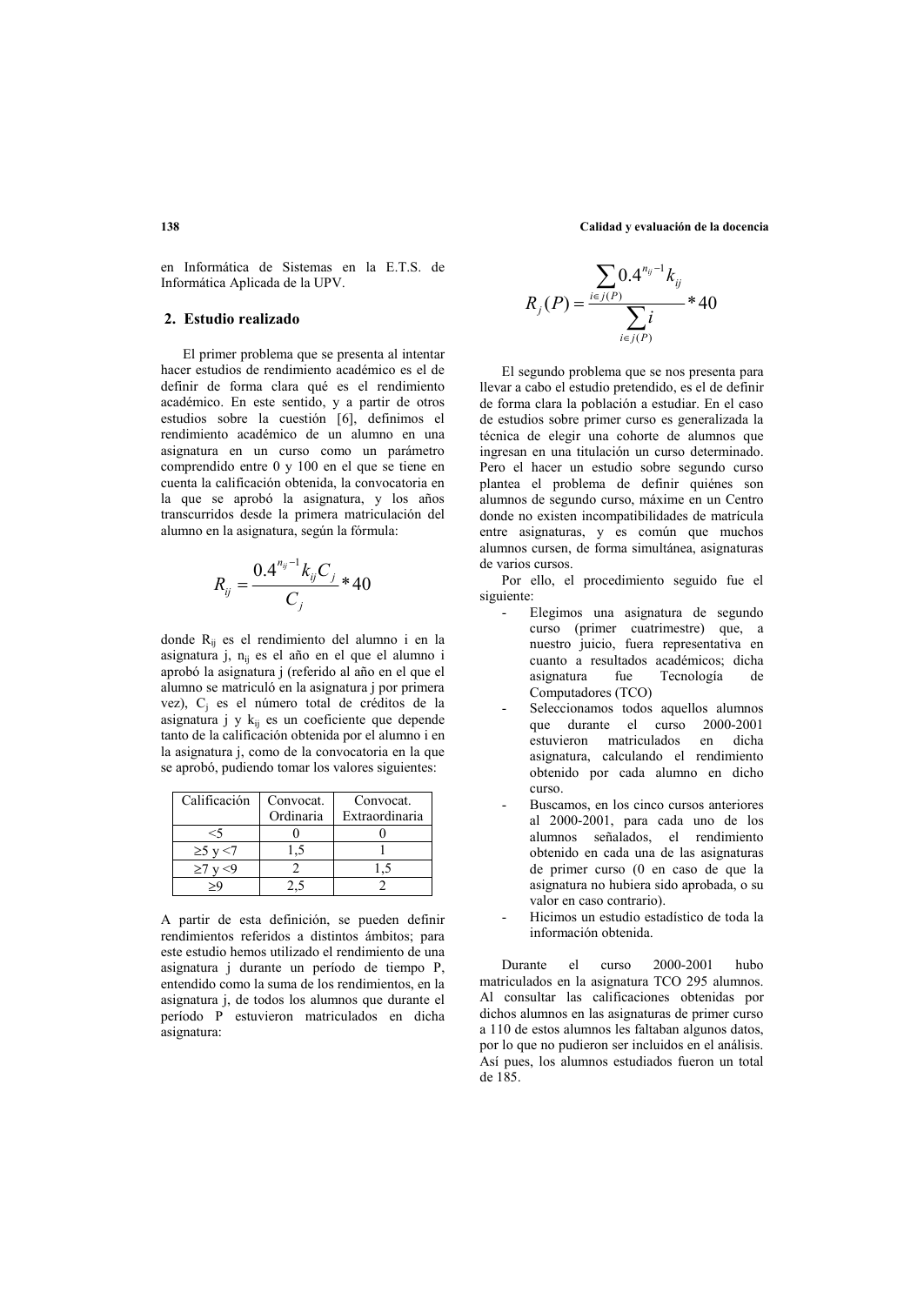en Informática de Sistemas en la E.T.S. de Informática Aplicada de la UPV.

## 2. Estudio realizado

El primer problema que se presenta al intentar hacer estudios de rendimiento académico es el de definir de forma clara qué es el rendimiento académico. En este sentido, y a partir de otros estudios sobre la cuestión [6], definimos el rendimiento académico de un alumno en una asignatura en un curso como un parámetro comprendido entre 0 y 100 en el que se tiene en cuenta la calificación obtenida, la convocatoria en la que se aprobó la asignatura, y los años transcurridos desde la primera matriculación del alumno en la asignatura, según la fórmula:

$$R_{ij} = \frac{0.4^{n_{ij}-1} k_{ij} C_j}{C_j} * 40$$

donde $R_{ij}$ es el rendimiento del alumno i en la asignatura j, $n_{ij}$ es el año en el que el alumno i aprobó la asignatura j (referido al año en el que el alumno se matriculó en la asignatura j por primera vez), $C_j$ es el número total de créditos de la asignatura j y $k_{ij}$ es un coeficiente que depende tanto de la calificación obtenida por el alumno i en la asignatura j, como de la convocatoria en la que se aprobó, pudiendo tomar los valores siguientes:

| Calificación | Convocat. Ordinaria | Convocat. Extraordinaria |
|---|---|---|
| <5 | 0 | 0 |
| ≥5 y <7 | 1,5 | 1 |
| ≥7 y <9 | 2 | 1,5 |
| ≥9 | 2,5 | 2 |

A partir de esta definición, se pueden definir rendimientos referidos a distintos ámbitos; para este estudio hemos utilizado el rendimiento de una asignatura j durante un período de tiempo P, entendido como la suma de los rendimientos, en la asignatura j, de todos los alumnos que durante el período P estuvieron matriculados en dicha asignatura:

$$R_j(P) = \frac{\sum_{i \in j(P)} 0.4^{n_{ij}-1} k_{ij}}{\sum_{i \in j(P)} i} * 40$$

El segundo problema que se nos presenta para llevar a cabo el estudio pretendido, es el de definir de forma clara la población a estudiar. En el caso de estudios sobre primer curso es generalizada la técnica de elegir una cohorte de alumnos que ingresan en una titulación un curso determinado. Pero el hacer un estudio sobre segundo curso plantea el problema de definir quiénes son alumnos de segundo curso, máxime en un Centro donde no existen incompatibilidades de matrícula entre asignaturas, y es común que muchos alumnos cursen, de forma simultánea, asignaturas de varios cursos.

Por ello, el procedimiento seguido fue el siguiente:

- Elegimos una asignatura de segundo curso (primer cuatrimestre) que, a nuestro juicio, fuera representativa en cuanto a resultados académicos; dicha asignatura fue Tecnología de Computadores (TCO)
- Seleccionamos todos aquellos alumnos que durante el curso 2000-2001 estuvieron matriculados en dicha asignatura, calculando el rendimiento obtenido por cada alumno en dicho curso.
- Buscamos, en los cinco cursos anteriores al 2000-2001, para cada uno de los alumnos señalados, el rendimiento obtenido en cada una de las asignaturas de primer curso (0 en caso de que la asignatura no hubiera sido aprobada, o su valor en caso contrario).
- Hicimos un estudio estadístico de toda la información obtenida.

Durante el curso 2000-2001 hubo matriculados en la asignatura TCO 295 alumnos. Al consultar las calificaciones obtenidas por dichos alumnos en las asignaturas de primer curso a 110 de estos alumnos les faltaban algunos datos, por lo que no pudieron ser incluidos en el análisis. Así pues, los alumnos estudiados fueron un total de 185.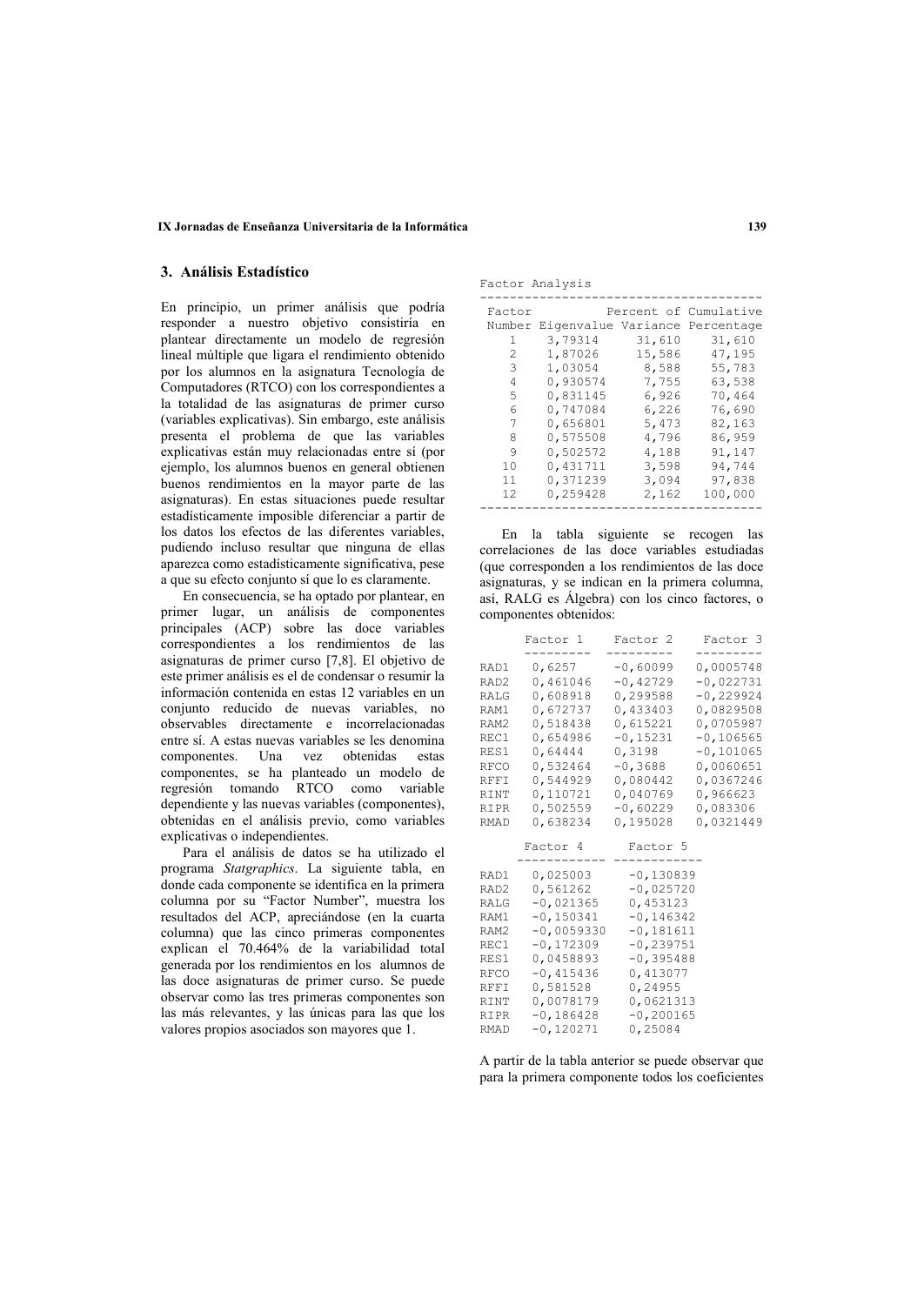## 3. Análisis Estadístico

En principio, un primer análisis que podría responder a nuestro objetivo consistiría en plantear directamente un modelo de regresión lineal múltiple que ligara el rendimiento obtenido por los alumnos en la asignatura Tecnología de Computadores (RTCO) con los correspondientes a la totalidad de las asignaturas de primer curso (variables explicativas). Sin embargo, este análisis presenta el problema de que las variables explicativas están muy relacionadas entre sí (por ejemplo, los alumnos buenos en general obtienen buenos rendimientos en la mayor parte de las asignaturas). En estas situaciones puede resultar estadísticamente imposible diferenciar a partir de los datos los efectos de las diferentes variables, pudiendo incluso resultar que ninguna de ellas aparezca como estadísticamente significativa, pese a que su efecto conjunto sí que lo es claramente.

En consecuencia, se ha optado por plantear, en primer lugar, un análisis de componentes principales (ACP) sobre las doce variables correspondientes a los rendimientos de las asignaturas de primer curso [7,8]. El objetivo de este primer análisis es el de condensar o resumir la información contenida en estas 12 variables en un conjunto reducido de nuevas variables, no observables directamente e incorrelacionadas entre sí. A estas nuevas variables se les denomina componentes. Una vez obtenidas estas componentes, se ha planteado un modelo de regresión tomando RTCO como variable dependiente y las nuevas variables (componentes), obtenidas en el análisis previo, como variables explicativas o independientes.

Para el análisis de datos se ha utilizado el programa *Statgraphics*. La siguiente tabla, en donde cada componente se identifica en la primera columna por su "Factor Number", muestra los resultados del ACP, apreciándose (en la cuarta columna) que las cinco primeras componentes explican el 70.464% de la variabilidad total generada por los rendimientos en los alumnos de las doce asignaturas de primer curso. Se puede observar como las tres primeras componentes son las más relevantes, y las únicas para las que los valores propios asociados son mayores que 1.

Factor Analysis

| Factor Number | Eigenvalue | Percent of Variance | Cumulative Percentage |
|---|---|---|---|
| 1 | 3,79314 | 31,610 | 31,610 |
| 2 | 1,87026 | 15,586 | 47,195 |
| 3 | 1,03054 | 8,588 | 55,783 |
| 4 | 0,930574 | 7,755 | 63,538 |
| 5 | 0,831145 | 6,926 | 70,464 |
| 6 | 0,747084 | 6,226 | 76,690 |
| 7 | 0,656801 | 5,473 | 82,163 |
| 8 | 0,575508 | 4,796 | 86,959 |
| 9 | 0,502572 | 4,188 | 91,147 |
| 10 | 0,431711 | 3,598 | 94,744 |
| 11 | 0,371239 | 3,094 | 97,838 |
| 12 | 0,259428 | 2,162 | 100,000 |

En la tabla siguiente se recogen las correlaciones de las doce variables estudiadas (que corresponden a los rendimientos de las doce asignaturas, y se indican en la primera columna, así, RALG es Álgebra) con los cinco factores, o componentes obtenidos:

| | Factor 1 | Factor 2 | Factor 3 | Factor 4 | Factor 5 |
|---|---|---|---|---|---|
| RAD1 | 0,6257 | -0,60099 | 0,0005748 | 0,025003 | -0,130839 |
| RAD2 | 0,461046 | -0,42729 | -0,022731 | 0,561262 | -0,025720 |
| RALG | 0,608918 | 0,299588 | -0,229924 | -0,021365 | 0,453123 |
| RAM1 | 0,672737 | 0,433403 | 0,0829508 | -0,150341 | -0,146342 |
| RAM2 | 0,518438 | 0,615221 | 0,0705987 | -0,0059330 | -0,181611 |
| REC1 | 0,654986 | -0,15231 | -0,106565 | -0,172309 | -0,239751 |
| RES1 | 0,64444 | 0,3198 | -0,101065 | 0,0458893 | -0,395488 |
| RFCO | 0,532464 | -0,3688 | 0,0060651 | -0,415436 | 0,413077 |
| RFFI | 0,544929 | 0,080442 | 0,0367246 | 0,581528 | 0,24955 |
| RINT | 0,110721 | 0,040769 | 0,966623 | 0,0078179 | 0,0621313 |
| RIPR | 0,502559 | -0,60229 | 0,083306 | -0,186428 | -0,200165 |
| RMAD | 0,638234 | 0,195028 | 0,0321449 | -0,120271 | 0,25084 |

A partir de la tabla anterior se puede observar que para la primera componente todos los coeficientes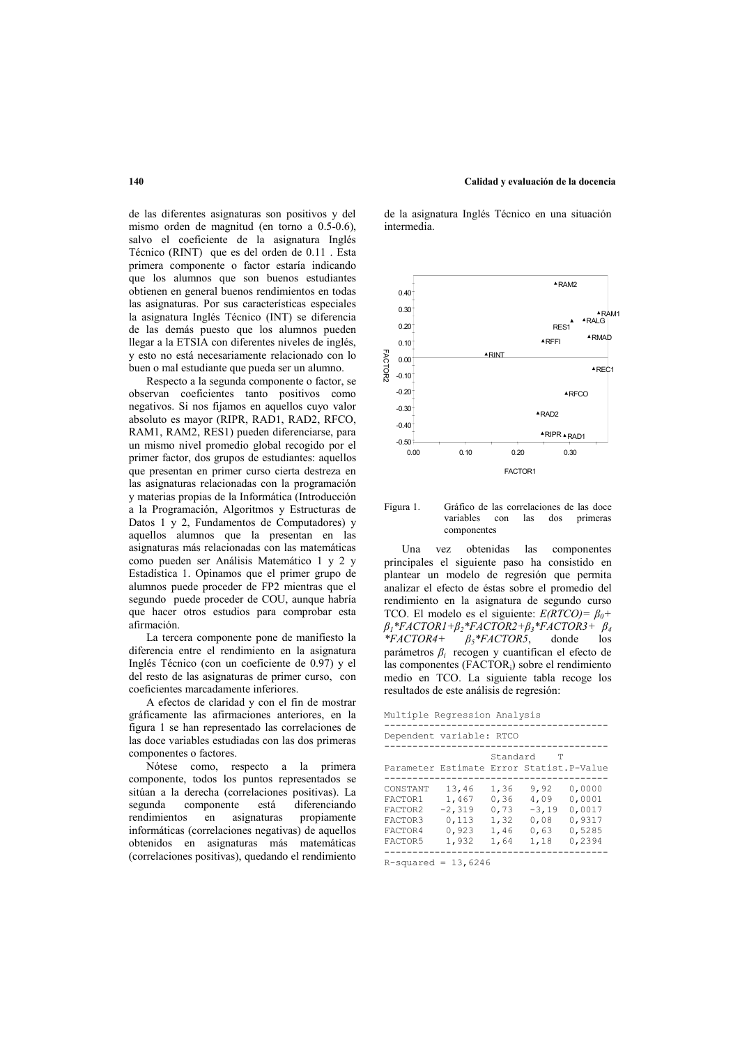de las diferentes asignaturas son positivos y del mismo orden de magnitud (en torno a 0.5-0.6), salvo el coeficiente de la asignatura Inglés Técnico (RINT) que es del orden de 0.11 . Esta primera componente o factor estaría indicando que los alumnos que son buenos estudiantes obtienen en general buenos rendimientos en todas las asignaturas. Por sus características especiales la asignatura Inglés Técnico (INT) se diferencia de las demás puesto que los alumnos pueden llegar a la ETSIA con diferentes niveles de inglés, y esto no está necesariamente relacionado con lo buen o mal estudiante que pueda ser un alumno.

Respecto a la segunda componente o factor, se observan coeficientes tanto positivos como negativos. Si nos fijamos en aquellos cuyo valor absoluto es mayor (RIPR, RAD1, RAD2, RFCO, RAM1, RAM2, RES1) pueden diferenciarse, para un mismo nivel promedio global recogido por el primer factor, dos grupos de estudiantes: aquellos que presentan en primer curso cierta destreza en las asignaturas relacionadas con la programación y materias propias de la Informática (Introducción a la Programación, Algoritmos y Estructuras de Datos 1 y 2, Fundamentos de Computadores) y aquellos alumnos que la presentan en las asignaturas más relacionadas con las matemáticas como pueden ser Análisis Matemático 1 y 2 y Estadística 1. Opinamos que el primer grupo de alumnos puede proceder de FP2 mientras que el segundo puede proceder de COU, aunque habría que hacer otros estudios para comprobar esta afirmación.

La tercera componente pone de manifiesto la diferencia entre el rendimiento en la asignatura Inglés Técnico (con un coeficiente de 0.97) y el del resto de las asignaturas de primer curso, con coeficientes marcadamente inferiores.

A efectos de claridad y con el fin de mostrar gráficamente las afirmaciones anteriores, en la figura 1 se han representado las correlaciones de las doce variables estudiadas con las dos primeras componentes o factores.

Nótese como, respecto a la primera componente, todos los puntos representados se sitúan a la derecha (correlaciones positivas). La segunda componente está diferenciando rendimientos en asignaturas propiamente informáticas (correlaciones negativas) de aquellos obtenidos en asignaturas más matemáticas (correlaciones positivas), quedando el rendimiento de la asignatura Inglés Técnico en una situación intermedia.

Figura 1. Gráfico de las correlaciones de las doce variables con las dos primeras componentes

Una vez obtenidas las componentes principales el siguiente paso ha consistido en plantear un modelo de regresión que permita analizar el efecto de éstas sobre el promedio del rendimiento en la asignatura de segundo curso TCO. El modelo es el siguiente: $E(RTCO)= \beta_0+ \beta_1*FACTOR1+\beta_2*FACTOR2+\beta_3*FACTOR3+ \beta_4*FACTOR4+ \beta_5*FACTOR5$, donde los parámetros $\beta_i$ recogen y cuantifican el efecto de las componentes ($FACTOR_i$) sobre el rendimiento medio en TCO. La siguiente tabla recoge los resultados de este análisis de regresión:

```
Multiple Regression Analysis
---------------------------------------
Dependent variable: RTCO
---------------------------------------
                    Standard     T
Parameter Estimate  Error Statist.P-Value
---------------------------------------
CONSTANT   13,46    1,36    9,92   0,0000
FACTOR1    1,467    0,36    4,09   0,0001
FACTOR2   -2,319    0,73   -3,19   0,0017
FACTOR3    0,113    1,32    0,08   0,9317
FACTOR4    0,923    1,46    0,63   0,5285
FACTOR5    1,932    1,64    1,18   0,2394
---------------------------------------
R-squared = 13,6246
```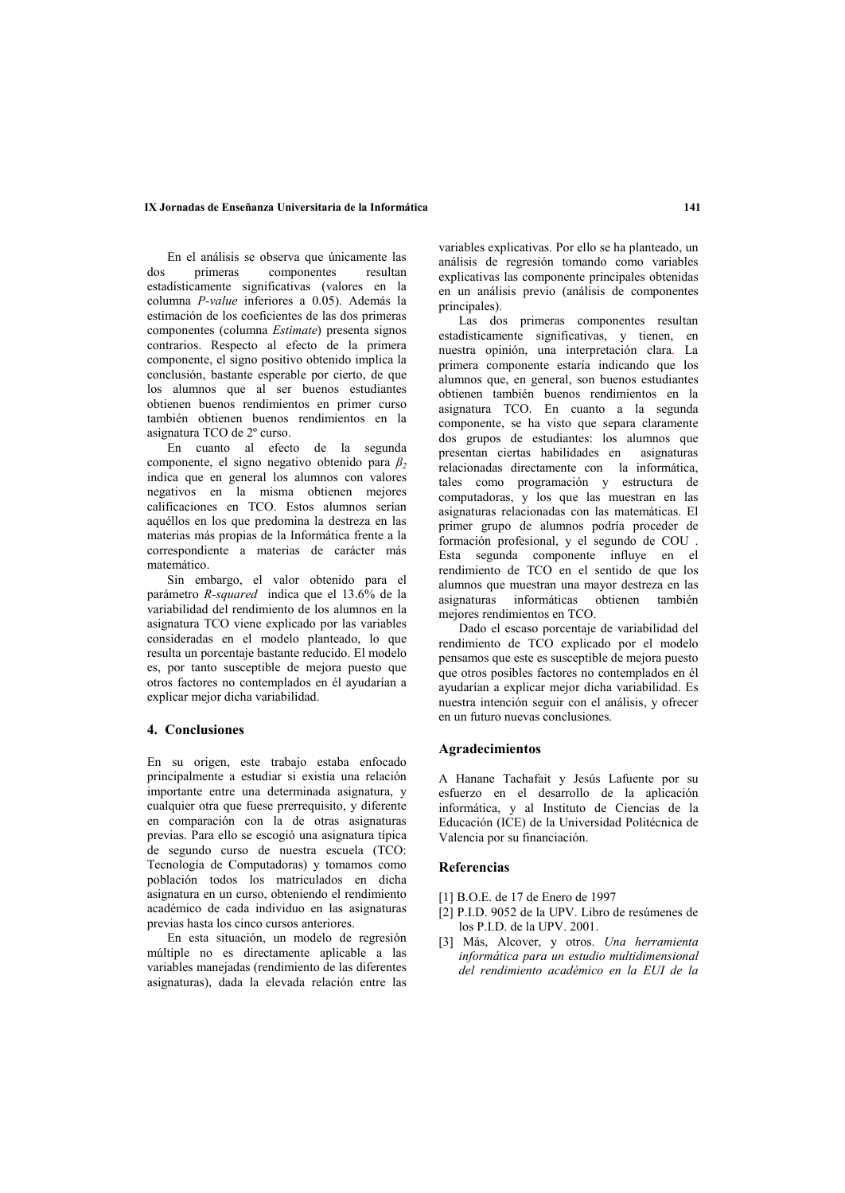En el análisis se observa que únicamente las dos primeras componentes resultan estadísticamente significativas (valores en la columna *P-value* inferiores a 0.05). Además la estimación de los coeficientes de las dos primeras componentes (columna *Estimate*) presenta signos contrarios. Respecto al efecto de la primera componente, el signo positivo obtenido implica la conclusión, bastante esperable por cierto, de que los alumnos que al ser buenos estudiantes obtienen buenos rendimientos en primer curso también obtienen buenos rendimientos en la asignatura TCO de 2º curso.

En cuanto al efecto de la segunda componente, el signo negativo obtenido para $\beta_2$ indica que en general los alumnos con valores negativos en la misma obtienen mejores calificaciones en TCO. Estos alumnos serían aquéllos en los que predomina la destreza en las materias más propias de la Informática frente a la correspondiente a materias de carácter más matemático.

Sin embargo, el valor obtenido para el parámetro *R-squared* indica que el 13.6% de la variabilidad del rendimiento de los alumnos en la asignatura TCO viene explicado por las variables consideradas en el modelo planteado, lo que resulta un porcentaje bastante reducido. El modelo es, por tanto susceptible de mejora puesto que otros factores no contemplados en él ayudarían a explicar mejor dicha variabilidad.

## 4. Conclusiones

En su origen, este trabajo estaba enfocado principalmente a estudiar si existía una relación importante entre una determinada asignatura, y cualquier otra que fuese prerrequisito, y diferente en comparación con la de otras asignaturas previas. Para ello se escogió una asignatura típica de segundo curso de nuestra escuela (TCO: Tecnología de Computadoras) y tomamos como población todos los matriculados en dicha asignatura en un curso, obteniendo el rendimiento académico de cada individuo en las asignaturas previas hasta los cinco cursos anteriores.

En esta situación, un modelo de regresión múltiple no es directamente aplicable a las variables manejadas (rendimiento de las diferentes asignaturas), dada la elevada relación entre las variables explicativas. Por ello se ha planteado, un análisis de regresión tomando como variables explicativas las componente principales obtenidas en un análisis previo (análisis de componentes principales).

Las dos primeras componentes resultan estadísticamente significativas, y tienen, en nuestra opinión, una interpretación clara. La primera componente estaría indicando que los alumnos que, en general, son buenos estudiantes obtienen también buenos rendimientos en la asignatura TCO. En cuanto a la segunda componente, se ha visto que separa claramente dos grupos de estudiantes: los alumnos que presentan ciertas habilidades en asignaturas relacionadas directamente con la informática, tales como programación y estructura de computadoras, y los que las muestran en las asignaturas relacionadas con las matemáticas. El primer grupo de alumnos podría proceder de formación profesional, y el segundo de COU . Esta segunda componente influye en el rendimiento de TCO en el sentido de que los alumnos que muestran una mayor destreza en las asignaturas informáticas obtienen también mejores rendimientos en TCO.

Dado el escaso porcentaje de variabilidad del rendimiento de TCO explicado por el modelo pensamos que este es susceptible de mejora puesto que otros posibles factores no contemplados en él ayudarían a explicar mejor dicha variabilidad. Es nuestra intención seguir con el análisis, y ofrecer en un futuro nuevas conclusiones.

## Agradecimientos

A Hanane Tachafait y Jesús Lafuente por su esfuerzo en el desarrollo de la aplicación informática, y al Instituto de Ciencias de la Educación (ICE) de la Universidad Politécnica de Valencia por su financiación.

## Referencias

[1] B.O.E. de 17 de Enero de 1997

[2] P.I.D. 9052 de la UPV. Libro de resúmenes de los P.I.D. de la UPV. 2001.

[3] Más, Alcover, y otros. *Una herramienta informática para un estudio multidimensional del rendimiento académico en la EUI de la*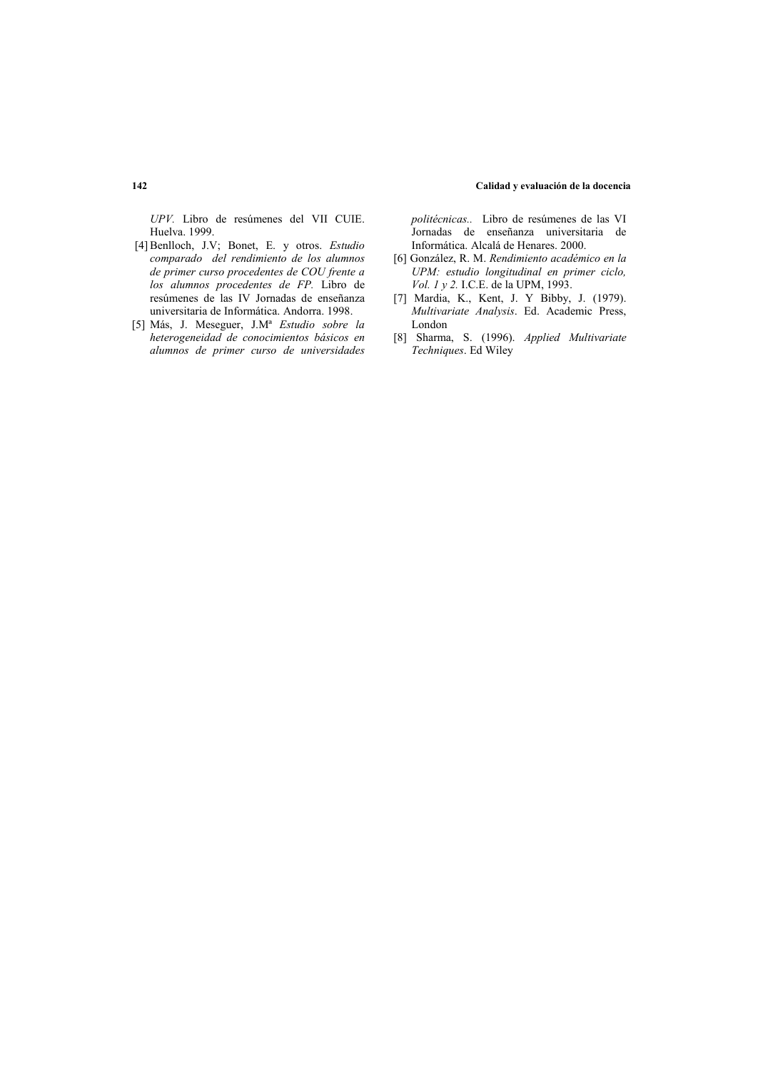*UPV.* Libro de resúmenes del VII CUIE. Huelva. 1999.

[4] Benlloch, J.V; Bonet, E. y otros. *Estudio comparado del rendimiento de los alumnos de primer curso procedentes de COU frente a los alumnos procedentes de FP.* Libro de resúmenes de las IV Jornadas de enseñanza universitaria de Informática. Andorra. 1998.

[5] Más, J. Meseguer, J.Mª *Estudio sobre la heterogeneidad de conocimientos básicos en alumnos de primer curso de universidades politécnicas..* Libro de resúmenes de las VI Jornadas de enseñanza universitaria de Informática. Alcalá de Henares. 2000.

[6] González, R. M. *Rendimiento académico en la UPM: estudio longitudinal en primer ciclo, Vol. 1 y 2.* I.C.E. de la UPM, 1993.

[7] Mardia, K., Kent, J. Y Bibby, J. (1979). *Multivariate Analysis*. Ed. Academic Press, London

[8] Sharma, S. (1996). *Applied Multivariate Techniques*. Ed Wiley